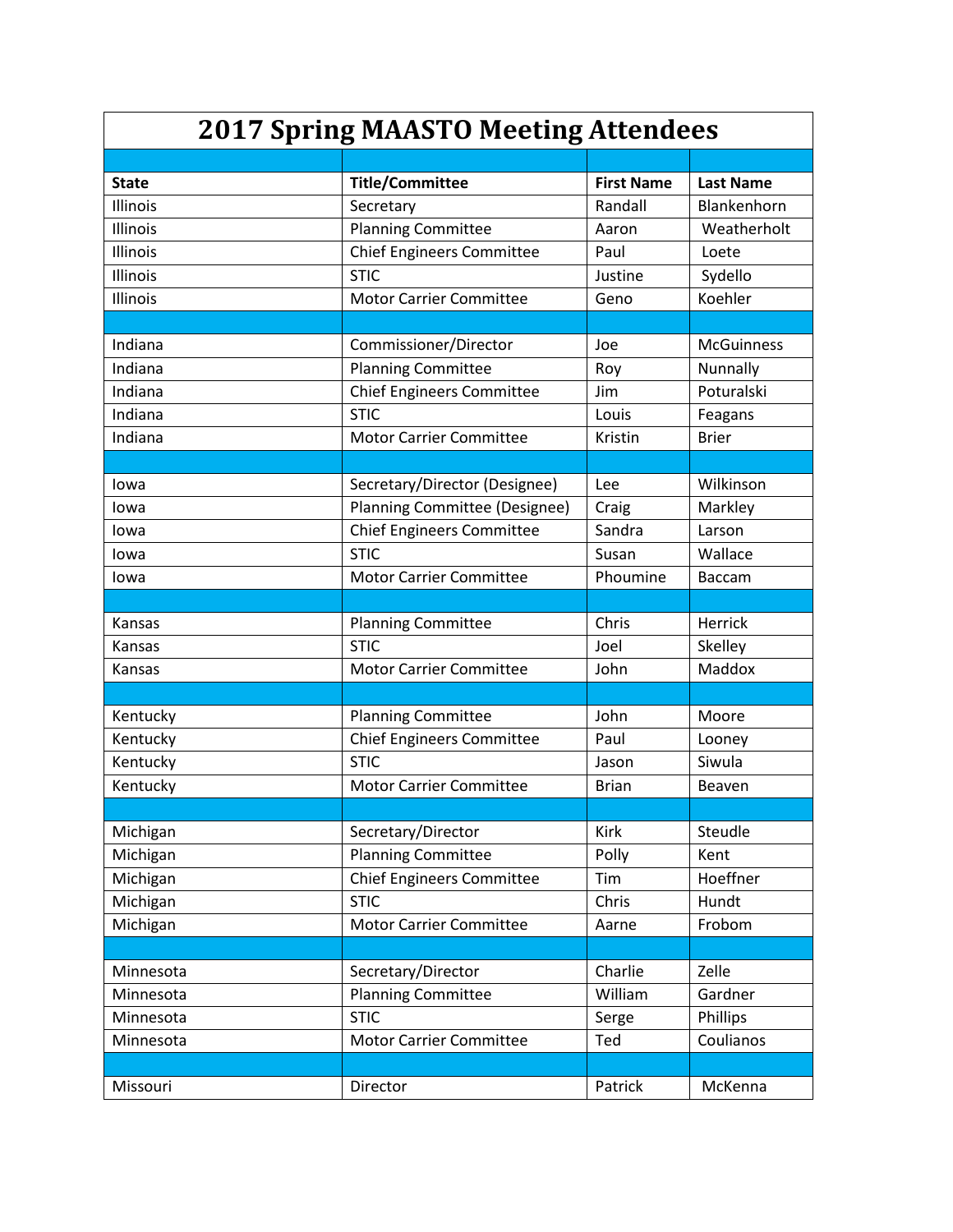# 2017 Spring MAASTO Meeting Attendees

| State | Title/Committee | First Name | Last Name |
|---|---|---|---|
| Illinois | Secretary | Randall | Blankenhorn |
| Illinois | Planning Committee | Aaron | Weatherholt |
| Illinois | Chief Engineers Committee | Paul | Loete |
| Illinois | STIC | Justine | Sydello |
| Illinois | Motor Carrier Committee | Geno | Koehler |
| | | | |
| Indiana | Commissioner/Director | Joe | McGuinness |
| Indiana | Planning Committee | Roy | Nunnally |
| Indiana | Chief Engineers Committee | Jim | Poturalski |
| Indiana | STIC | Louis | Feagans |
| Indiana | Motor Carrier Committee | Kristin | Brier |
| | | | |
| Iowa | Secretary/Director (Designee) | Lee | Wilkinson |
| Iowa | Planning Committee (Designee) | Craig | Markley |
| Iowa | Chief Engineers Committee | Sandra | Larson |
| Iowa | STIC | Susan | Wallace |
| Iowa | Motor Carrier Committee | Phoumine | Baccam |
| | | | |
| Kansas | Planning Committee | Chris | Herrick |
| Kansas | STIC | Joel | Skelley |
| Kansas | Motor Carrier Committee | John | Maddox |
| | | | |
| Kentucky | Planning Committee | John | Moore |
| Kentucky | Chief Engineers Committee | Paul | Looney |
| Kentucky | STIC | Jason | Siwula |
| Kentucky | Motor Carrier Committee | Brian | Beaven |
| | | | |
| Michigan | Secretary/Director | Kirk | Steudle |
| Michigan | Planning Committee | Polly | Kent |
| Michigan | Chief Engineers Committee | Tim | Hoeffner |
| Michigan | STIC | Chris | Hundt |
| Michigan | Motor Carrier Committee | Aarne | Frobom |
| | | | |
| Minnesota | Secretary/Director | Charlie | Zelle |
| Minnesota | Planning Committee | William | Gardner |
| Minnesota | STIC | Serge | Phillips |
| Minnesota | Motor Carrier Committee | Ted | Coulianos |
| | | | |
| Missouri | Director | Patrick | McKenna |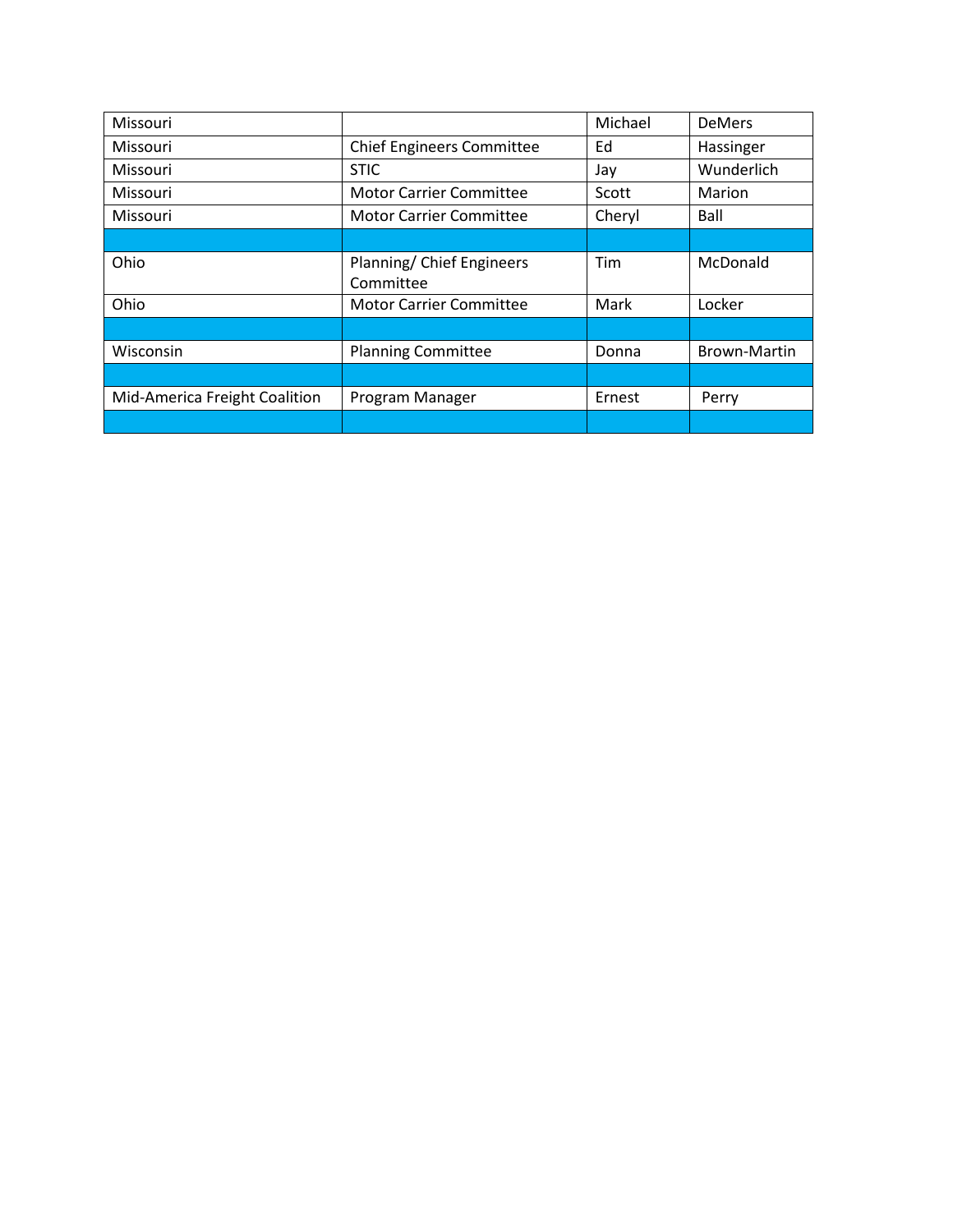| | | | |
|---|---|---|---|
| Missouri | | Michael | DeMers |
| Missouri | Chief Engineers Committee | Ed | Hassinger |
| Missouri | STIC | Jay | Wunderlich |
| Missouri | Motor Carrier Committee | Scott | Marion |
| Missouri | Motor Carrier Committee | Cheryl | Ball |
| | | | |
| Ohio | Planning/ Chief Engineers Committee | Tim | McDonald |
| Ohio | Motor Carrier Committee | Mark | Locker |
| | | | |
| Wisconsin | Planning Committee | Donna | Brown-Martin |
| | | | |
| Mid-America Freight Coalition | Program Manager | Ernest | Perry |
| | | | |